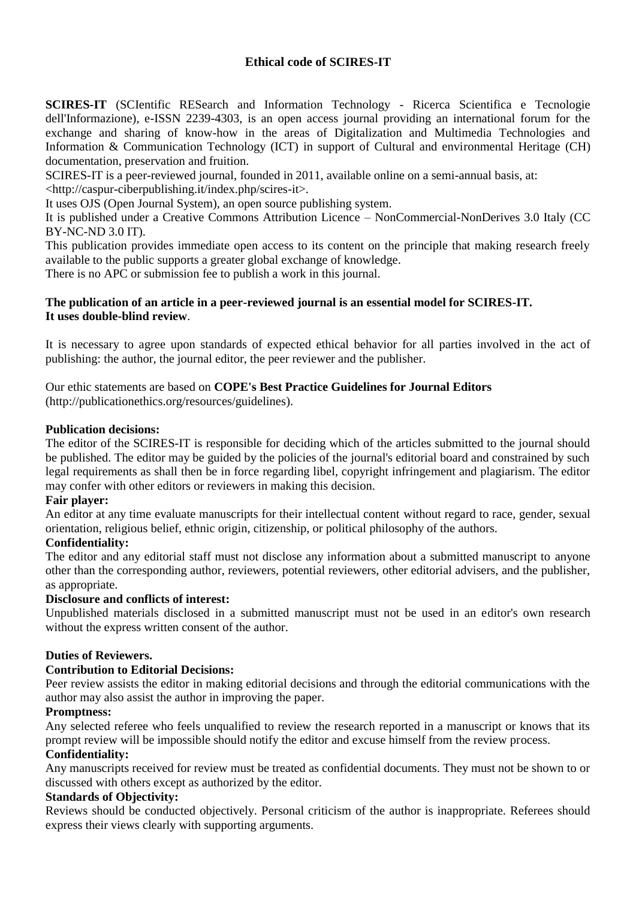# Ethical code of SCIRES-IT

**SCIRES-IT** (SCIentific RESearch and Information Technology - Ricerca Scientifica e Tecnologie dell'Informazione), e-ISSN 2239-4303, is an open access journal providing an international forum for the exchange and sharing of know-how in the areas of Digitalization and Multimedia Technologies and Information & Communication Technology (ICT) in support of Cultural and environmental Heritage (CH) documentation, preservation and fruition.

SCIRES-IT is a peer-reviewed journal, founded in 2011, available online on a semi-annual basis, at: <http://caspur-ciberpublishing.it/index.php/scires-it>.

It uses OJS (Open Journal System), an open source publishing system.

It is published under a Creative Commons Attribution Licence – NonCommercial-NonDerives 3.0 Italy (CC BY-NC-ND 3.0 IT).

This publication provides immediate open access to its content on the principle that making research freely available to the public supports a greater global exchange of knowledge.

There is no APC or submission fee to publish a work in this journal.

**The publication of an article in a peer-reviewed journal is an essential model for SCIRES-IT.**
**It uses double-blind review**.

It is necessary to agree upon standards of expected ethical behavior for all parties involved in the act of publishing: the author, the journal editor, the peer reviewer and the publisher.

Our ethic statements are based on **COPE's Best Practice Guidelines for Journal Editors** (http://publicationethics.org/resources/guidelines).

**Publication decisions:**
The editor of the SCIRES-IT is responsible for deciding which of the articles submitted to the journal should be published. The editor may be guided by the policies of the journal's editorial board and constrained by such legal requirements as shall then be in force regarding libel, copyright infringement and plagiarism. The editor may confer with other editors or reviewers in making this decision.

**Fair player:**
An editor at any time evaluate manuscripts for their intellectual content without regard to race, gender, sexual orientation, religious belief, ethnic origin, citizenship, or political philosophy of the authors.

**Confidentiality:**
The editor and any editorial staff must not disclose any information about a submitted manuscript to anyone other than the corresponding author, reviewers, potential reviewers, other editorial advisers, and the publisher, as appropriate.

**Disclosure and conflicts of interest:**
Unpublished materials disclosed in a submitted manuscript must not be used in an editor's own research without the express written consent of the author.

**Duties of Reviewers.**

**Contribution to Editorial Decisions:**
Peer review assists the editor in making editorial decisions and through the editorial communications with the author may also assist the author in improving the paper.

**Promptness:**
Any selected referee who feels unqualified to review the research reported in a manuscript or knows that its prompt review will be impossible should notify the editor and excuse himself from the review process.

**Confidentiality:**
Any manuscripts received for review must be treated as confidential documents. They must not be shown to or discussed with others except as authorized by the editor.

**Standards of Objectivity:**
Reviews should be conducted objectively. Personal criticism of the author is inappropriate. Referees should express their views clearly with supporting arguments.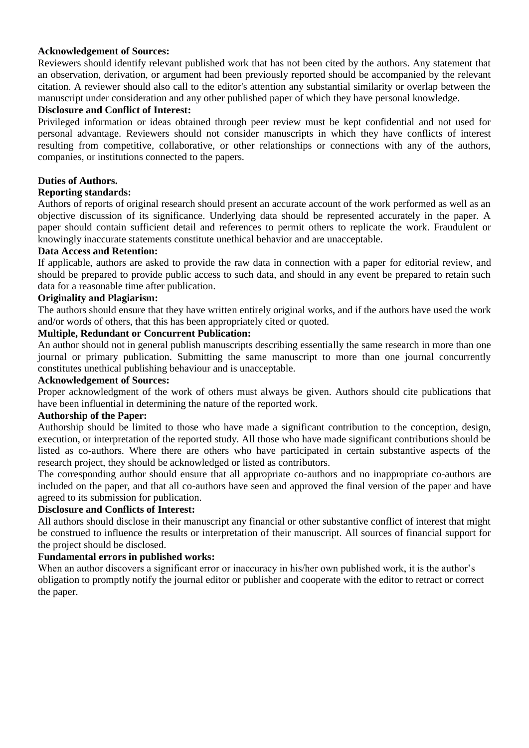**Acknowledgement of Sources:**

Reviewers should identify relevant published work that has not been cited by the authors. Any statement that an observation, derivation, or argument had been previously reported should be accompanied by the relevant citation. A reviewer should also call to the editor's attention any substantial similarity or overlap between the manuscript under consideration and any other published paper of which they have personal knowledge.

**Disclosure and Conflict of Interest:**

Privileged information or ideas obtained through peer review must be kept confidential and not used for personal advantage. Reviewers should not consider manuscripts in which they have conflicts of interest resulting from competitive, collaborative, or other relationships or connections with any of the authors, companies, or institutions connected to the papers.

**Duties of Authors.**

**Reporting standards:**

Authors of reports of original research should present an accurate account of the work performed as well as an objective discussion of its significance. Underlying data should be represented accurately in the paper. A paper should contain sufficient detail and references to permit others to replicate the work. Fraudulent or knowingly inaccurate statements constitute unethical behavior and are unacceptable.

**Data Access and Retention:**

If applicable, authors are asked to provide the raw data in connection with a paper for editorial review, and should be prepared to provide public access to such data, and should in any event be prepared to retain such data for a reasonable time after publication.

**Originality and Plagiarism:**

The authors should ensure that they have written entirely original works, and if the authors have used the work and/or words of others, that this has been appropriately cited or quoted.

**Multiple, Redundant or Concurrent Publication:**

An author should not in general publish manuscripts describing essentially the same research in more than one journal or primary publication. Submitting the same manuscript to more than one journal concurrently constitutes unethical publishing behaviour and is unacceptable.

**Acknowledgement of Sources:**

Proper acknowledgment of the work of others must always be given. Authors should cite publications that have been influential in determining the nature of the reported work.

**Authorship of the Paper:**

Authorship should be limited to those who have made a significant contribution to the conception, design, execution, or interpretation of the reported study. All those who have made significant contributions should be listed as co-authors. Where there are others who have participated in certain substantive aspects of the research project, they should be acknowledged or listed as contributors.

The corresponding author should ensure that all appropriate co-authors and no inappropriate co-authors are included on the paper, and that all co-authors have seen and approved the final version of the paper and have agreed to its submission for publication.

**Disclosure and Conflicts of Interest:**

All authors should disclose in their manuscript any financial or other substantive conflict of interest that might be construed to influence the results or interpretation of their manuscript. All sources of financial support for the project should be disclosed.

**Fundamental errors in published works:**

When an author discovers a significant error or inaccuracy in his/her own published work, it is the author's obligation to promptly notify the journal editor or publisher and cooperate with the editor to retract or correct the paper.